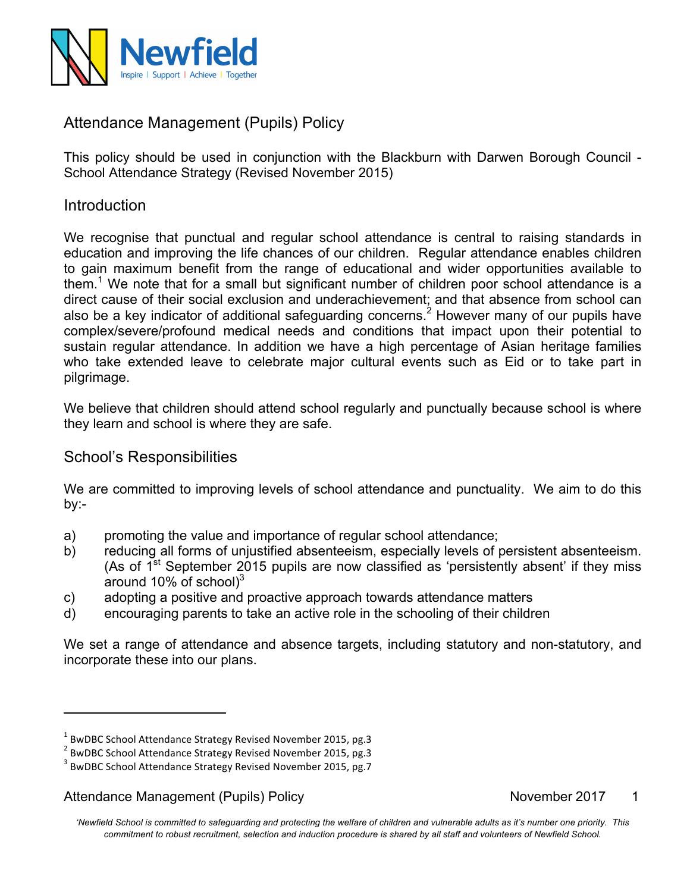Newfield

Inspire | Support | Achieve | Together

# Attendance Management (Pupils) Policy

This policy should be used in conjunction with the Blackburn with Darwen Borough Council - School Attendance Strategy (Revised November 2015)

## Introduction

We recognise that punctual and regular school attendance is central to raising standards in education and improving the life chances of our children. Regular attendance enables children to gain maximum benefit from the range of educational and wider opportunities available to them.[1] We note that for a small but significant number of children poor school attendance is a direct cause of their social exclusion and underachievement; and that absence from school can also be a key indicator of additional safeguarding concerns.[2] However many of our pupils have complex/severe/profound medical needs and conditions that impact upon their potential to sustain regular attendance. In addition we have a high percentage of Asian heritage families who take extended leave to celebrate major cultural events such as Eid or to take part in pilgrimage.

We believe that children should attend school regularly and punctually because school is where they learn and school is where they are safe.

## School's Responsibilities

We are committed to improving levels of school attendance and punctuality. We aim to do this by:-

a) promoting the value and importance of regular school attendance;
b) reducing all forms of unjustified absenteeism, especially levels of persistent absenteeism. (As of 1st September 2015 pupils are now classified as 'persistently absent' if they miss around 10% of school)[3]
c) adopting a positive and proactive approach towards attendance matters
d) encouraging parents to take an active role in the schooling of their children

We set a range of attendance and absence targets, including statutory and non-statutory, and incorporate these into our plans.

---

[1] BwDBC School Attendance Strategy Revised November 2015, pg.3
[2] BwDBC School Attendance Strategy Revised November 2015, pg.3
[3] BwDBC School Attendance Strategy Revised November 2015, pg.7

*'Newfield School is committed to safeguarding and protecting the welfare of children and vulnerable adults as it's number one priority. This commitment to robust recruitment, selection and induction procedure is shared by all staff and volunteers of Newfield School.*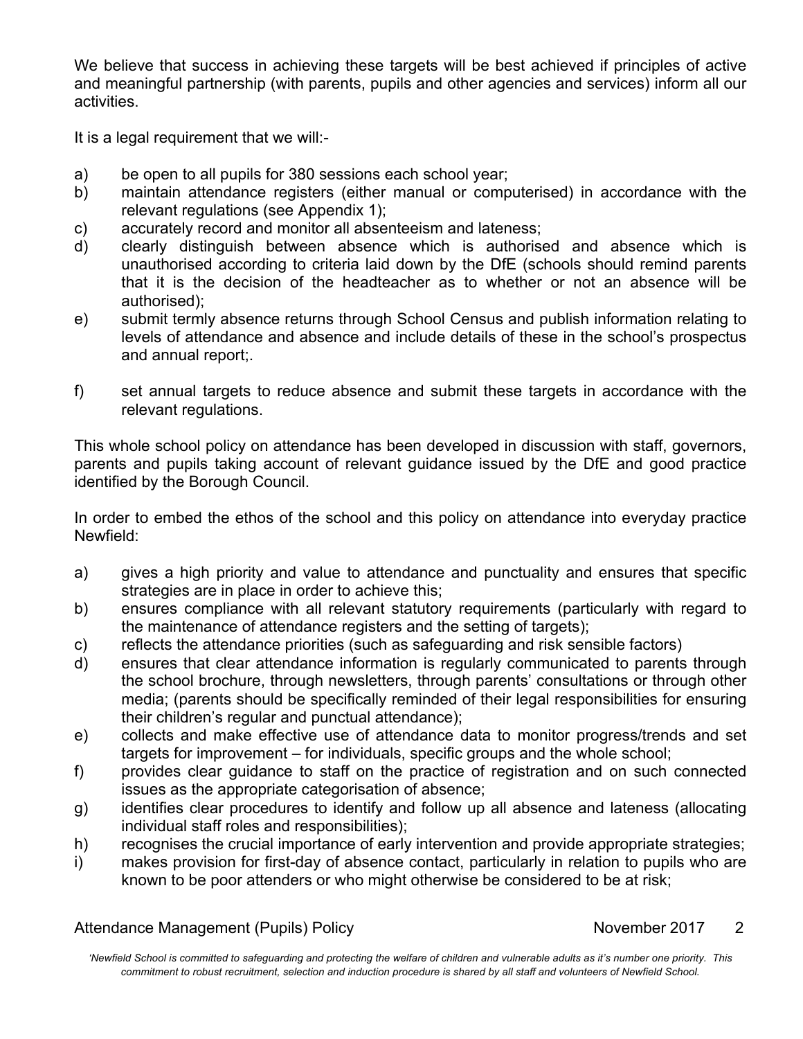We believe that success in achieving these targets will be best achieved if principles of active and meaningful partnership (with parents, pupils and other agencies and services) inform all our activities.

It is a legal requirement that we will:-

a) be open to all pupils for 380 sessions each school year;
b) maintain attendance registers (either manual or computerised) in accordance with the relevant regulations (see Appendix 1);
c) accurately record and monitor all absenteeism and lateness;
d) clearly distinguish between absence which is authorised and absence which is unauthorised according to criteria laid down by the DfE (schools should remind parents that it is the decision of the headteacher as to whether or not an absence will be authorised);
e) submit termly absence returns through School Census and publish information relating to levels of attendance and absence and include details of these in the school's prospectus and annual report;.
f) set annual targets to reduce absence and submit these targets in accordance with the relevant regulations.

This whole school policy on attendance has been developed in discussion with staff, governors, parents and pupils taking account of relevant guidance issued by the DfE and good practice identified by the Borough Council.

In order to embed the ethos of the school and this policy on attendance into everyday practice Newfield:

a) gives a high priority and value to attendance and punctuality and ensures that specific strategies are in place in order to achieve this;
b) ensures compliance with all relevant statutory requirements (particularly with regard to the maintenance of attendance registers and the setting of targets);
c) reflects the attendance priorities (such as safeguarding and risk sensible factors)
d) ensures that clear attendance information is regularly communicated to parents through the school brochure, through newsletters, through parents' consultations or through other media; (parents should be specifically reminded of their legal responsibilities for ensuring their children's regular and punctual attendance);
e) collects and make effective use of attendance data to monitor progress/trends and set targets for improvement – for individuals, specific groups and the whole school;
f) provides clear guidance to staff on the practice of registration and on such connected issues as the appropriate categorisation of absence;
g) identifies clear procedures to identify and follow up all absence and lateness (allocating individual staff roles and responsibilities);
h) recognises the crucial importance of early intervention and provide appropriate strategies;
i) makes provision for first-day of absence contact, particularly in relation to pupils who are known to be poor attenders or who might otherwise be considered to be at risk;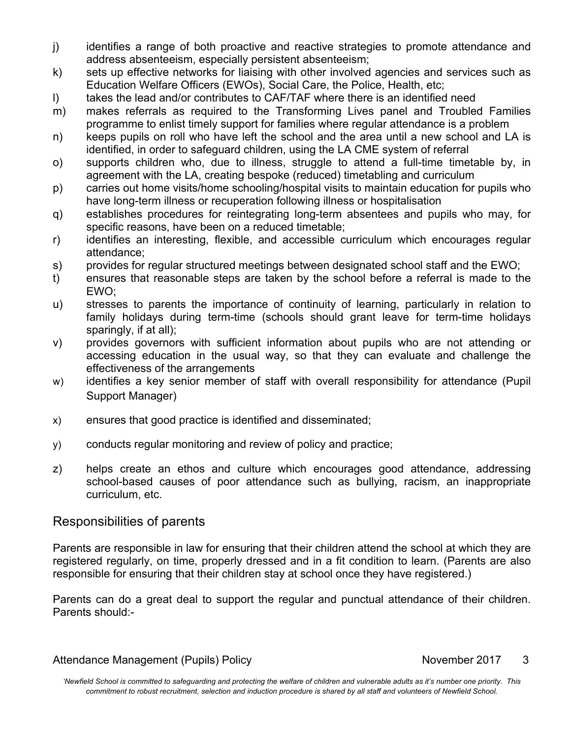j) identifies a range of both proactive and reactive strategies to promote attendance and address absenteeism, especially persistent absenteeism;

k) sets up effective networks for liaising with other involved agencies and services such as Education Welfare Officers (EWOs), Social Care, the Police, Health, etc;

l) takes the lead and/or contributes to CAF/TAF where there is an identified need

m) makes referrals as required to the Transforming Lives panel and Troubled Families programme to enlist timely support for families where regular attendance is a problem

n) keeps pupils on roll who have left the school and the area until a new school and LA is identified, in order to safeguard children, using the LA CME system of referral

o) supports children who, due to illness, struggle to attend a full-time timetable by, in agreement with the LA, creating bespoke (reduced) timetabling and curriculum

p) carries out home visits/home schooling/hospital visits to maintain education for pupils who have long-term illness or recuperation following illness or hospitalisation

q) establishes procedures for reintegrating long-term absentees and pupils who may, for specific reasons, have been on a reduced timetable;

r) identifies an interesting, flexible, and accessible curriculum which encourages regular attendance;

s) provides for regular structured meetings between designated school staff and the EWO;

t) ensures that reasonable steps are taken by the school before a referral is made to the EWO;

u) stresses to parents the importance of continuity of learning, particularly in relation to family holidays during term-time (schools should grant leave for term-time holidays sparingly, if at all);

v) provides governors with sufficient information about pupils who are not attending or accessing education in the usual way, so that they can evaluate and challenge the effectiveness of the arrangements

w) identifies a key senior member of staff with overall responsibility for attendance (Pupil Support Manager)

x) ensures that good practice is identified and disseminated;

y) conducts regular monitoring and review of policy and practice;

z) helps create an ethos and culture which encourages good attendance, addressing school-based causes of poor attendance such as bullying, racism, an inappropriate curriculum, etc.

## Responsibilities of parents

Parents are responsible in law for ensuring that their children attend the school at which they are registered regularly, on time, properly dressed and in a fit condition to learn. (Parents are also responsible for ensuring that their children stay at school once they have registered.)

Parents can do a great deal to support the regular and punctual attendance of their children. Parents should:-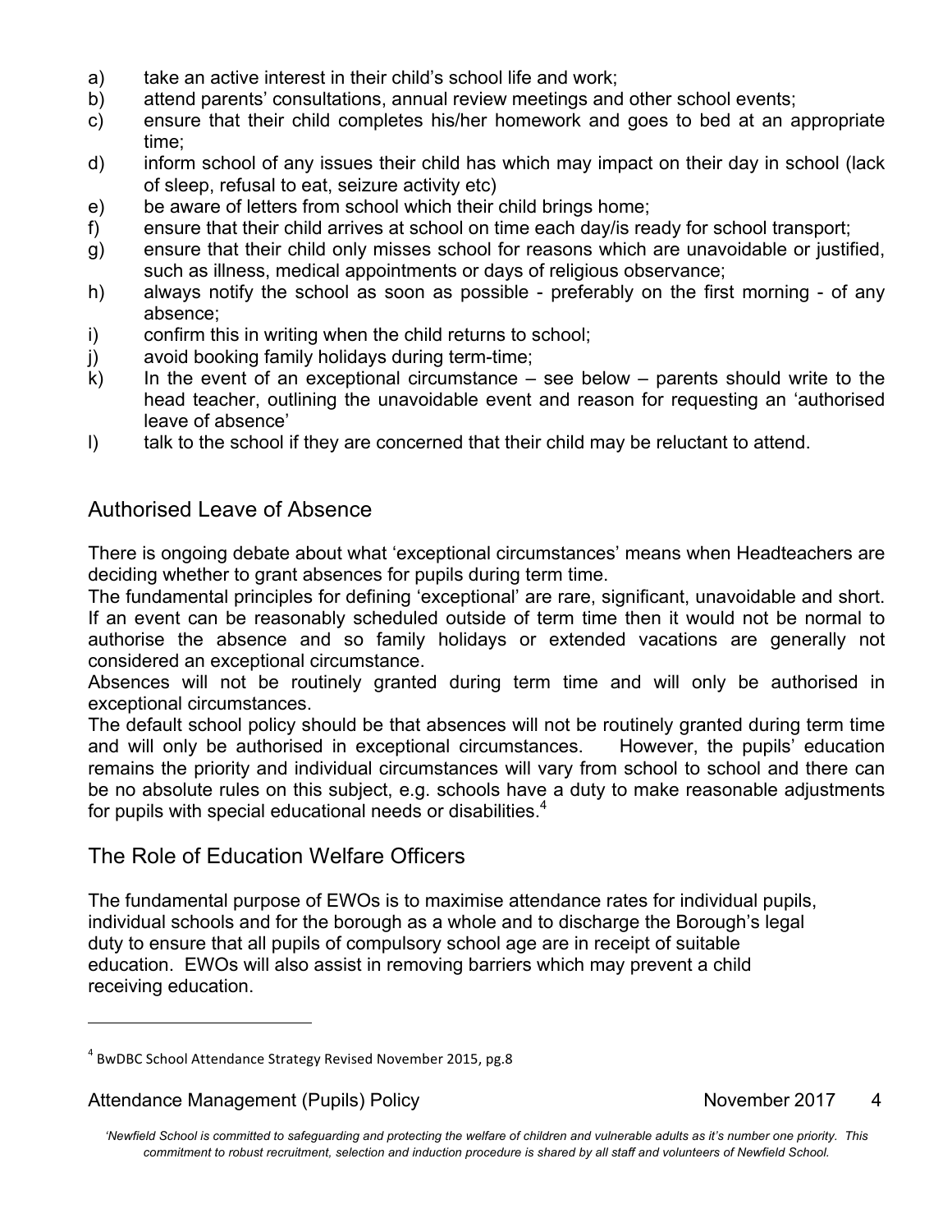a) take an active interest in their child's school life and work;
b) attend parents' consultations, annual review meetings and other school events;
c) ensure that their child completes his/her homework and goes to bed at an appropriate time;
d) inform school of any issues their child has which may impact on their day in school (lack of sleep, refusal to eat, seizure activity etc)
e) be aware of letters from school which their child brings home;
f) ensure that their child arrives at school on time each day/is ready for school transport;
g) ensure that their child only misses school for reasons which are unavoidable or justified, such as illness, medical appointments or days of religious observance;
h) always notify the school as soon as possible - preferably on the first morning - of any absence;
i) confirm this in writing when the child returns to school;
j) avoid booking family holidays during term-time;
k) In the event of an exceptional circumstance – see below – parents should write to the head teacher, outlining the unavoidable event and reason for requesting an 'authorised leave of absence'
l) talk to the school if they are concerned that their child may be reluctant to attend.

## Authorised Leave of Absence

There is ongoing debate about what 'exceptional circumstances' means when Headteachers are deciding whether to grant absences for pupils during term time.

The fundamental principles for defining 'exceptional' are rare, significant, unavoidable and short. If an event can be reasonably scheduled outside of term time then it would not be normal to authorise the absence and so family holidays or extended vacations are generally not considered an exceptional circumstance.

Absences will not be routinely granted during term time and will only be authorised in exceptional circumstances.

The default school policy should be that absences will not be routinely granted during term time and will only be authorised in exceptional circumstances. However, the pupils' education remains the priority and individual circumstances will vary from school to school and there can be no absolute rules on this subject, e.g. schools have a duty to make reasonable adjustments for pupils with special educational needs or disabilities.[4]

## The Role of Education Welfare Officers

The fundamental purpose of EWOs is to maximise attendance rates for individual pupils, individual schools and for the borough as a whole and to discharge the Borough's legal duty to ensure that all pupils of compulsory school age are in receipt of suitable education. EWOs will also assist in removing barriers which may prevent a child receiving education.

---

[4] BwDBC School Attendance Strategy Revised November 2015, pg.8

*'Newfield School is committed to safeguarding and protecting the welfare of children and vulnerable adults as it's number one priority. This commitment to robust recruitment, selection and induction procedure is shared by all staff and volunteers of Newfield School.*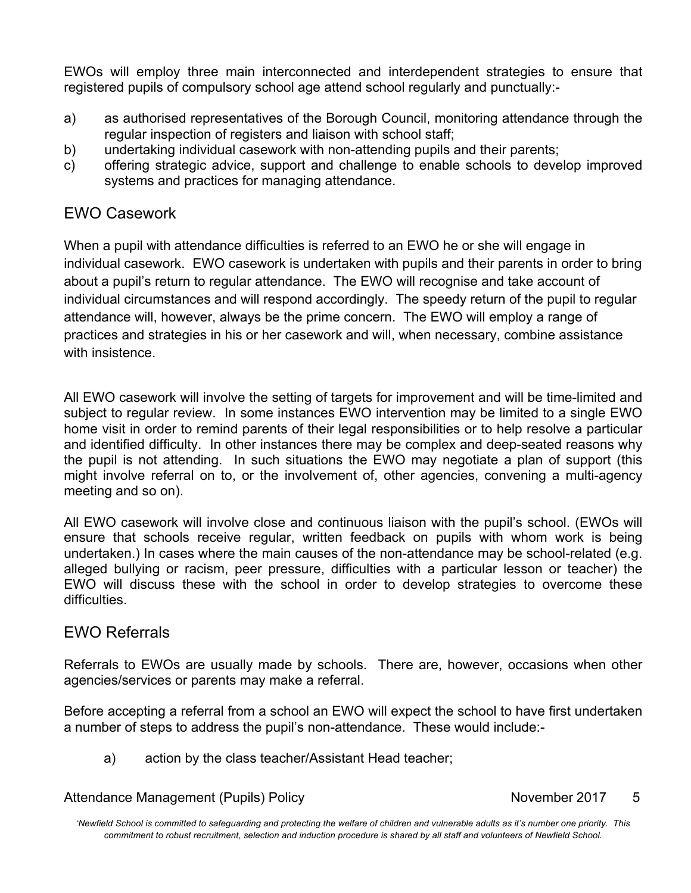EWOs will employ three main interconnected and interdependent strategies to ensure that registered pupils of compulsory school age attend school regularly and punctually:-

a) as authorised representatives of the Borough Council, monitoring attendance through the regular inspection of registers and liaison with school staff;
b) undertaking individual casework with non-attending pupils and their parents;
c) offering strategic advice, support and challenge to enable schools to develop improved systems and practices for managing attendance.

## EWO Casework

When a pupil with attendance difficulties is referred to an EWO he or she will engage in individual casework. EWO casework is undertaken with pupils and their parents in order to bring about a pupil's return to regular attendance. The EWO will recognise and take account of individual circumstances and will respond accordingly. The speedy return of the pupil to regular attendance will, however, always be the prime concern. The EWO will employ a range of practices and strategies in his or her casework and will, when necessary, combine assistance with insistence.

All EWO casework will involve the setting of targets for improvement and will be time-limited and subject to regular review. In some instances EWO intervention may be limited to a single EWO home visit in order to remind parents of their legal responsibilities or to help resolve a particular and identified difficulty. In other instances there may be complex and deep-seated reasons why the pupil is not attending. In such situations the EWO may negotiate a plan of support (this might involve referral on to, or the involvement of, other agencies, convening a multi-agency meeting and so on).

All EWO casework will involve close and continuous liaison with the pupil's school. (EWOs will ensure that schools receive regular, written feedback on pupils with whom work is being undertaken.) In cases where the main causes of the non-attendance may be school-related (e.g. alleged bullying or racism, peer pressure, difficulties with a particular lesson or teacher) the EWO will discuss these with the school in order to develop strategies to overcome these difficulties.

## EWO Referrals

Referrals to EWOs are usually made by schools. There are, however, occasions when other agencies/services or parents may make a referral.

Before accepting a referral from a school an EWO will expect the school to have first undertaken a number of steps to address the pupil's non-attendance. These would include:-

a) action by the class teacher/Assistant Head teacher;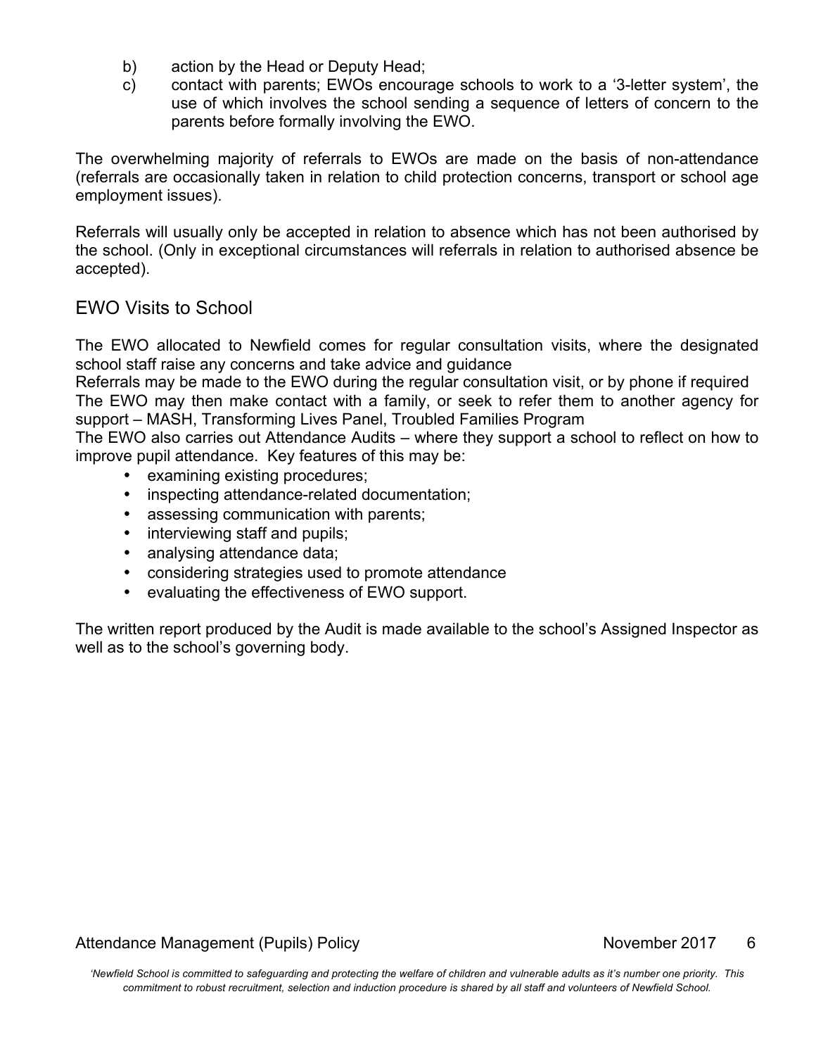b) action by the Head or Deputy Head;

c) contact with parents; EWOs encourage schools to work to a '3-letter system', the use of which involves the school sending a sequence of letters of concern to the parents before formally involving the EWO.

The overwhelming majority of referrals to EWOs are made on the basis of non-attendance (referrals are occasionally taken in relation to child protection concerns, transport or school age employment issues).

Referrals will usually only be accepted in relation to absence which has not been authorised by the school. (Only in exceptional circumstances will referrals in relation to authorised absence be accepted).

## EWO Visits to School

The EWO allocated to Newfield comes for regular consultation visits, where the designated school staff raise any concerns and take advice and guidance

Referrals may be made to the EWO during the regular consultation visit, or by phone if required

The EWO may then make contact with a family, or seek to refer them to another agency for support – MASH, Transforming Lives Panel, Troubled Families Program

The EWO also carries out Attendance Audits – where they support a school to reflect on how to improve pupil attendance. Key features of this may be:

- examining existing procedures;
- inspecting attendance-related documentation;
- assessing communication with parents;
- interviewing staff and pupils;
- analysing attendance data;
- considering strategies used to promote attendance
- evaluating the effectiveness of EWO support.

The written report produced by the Audit is made available to the school's Assigned Inspector as well as to the school's governing body.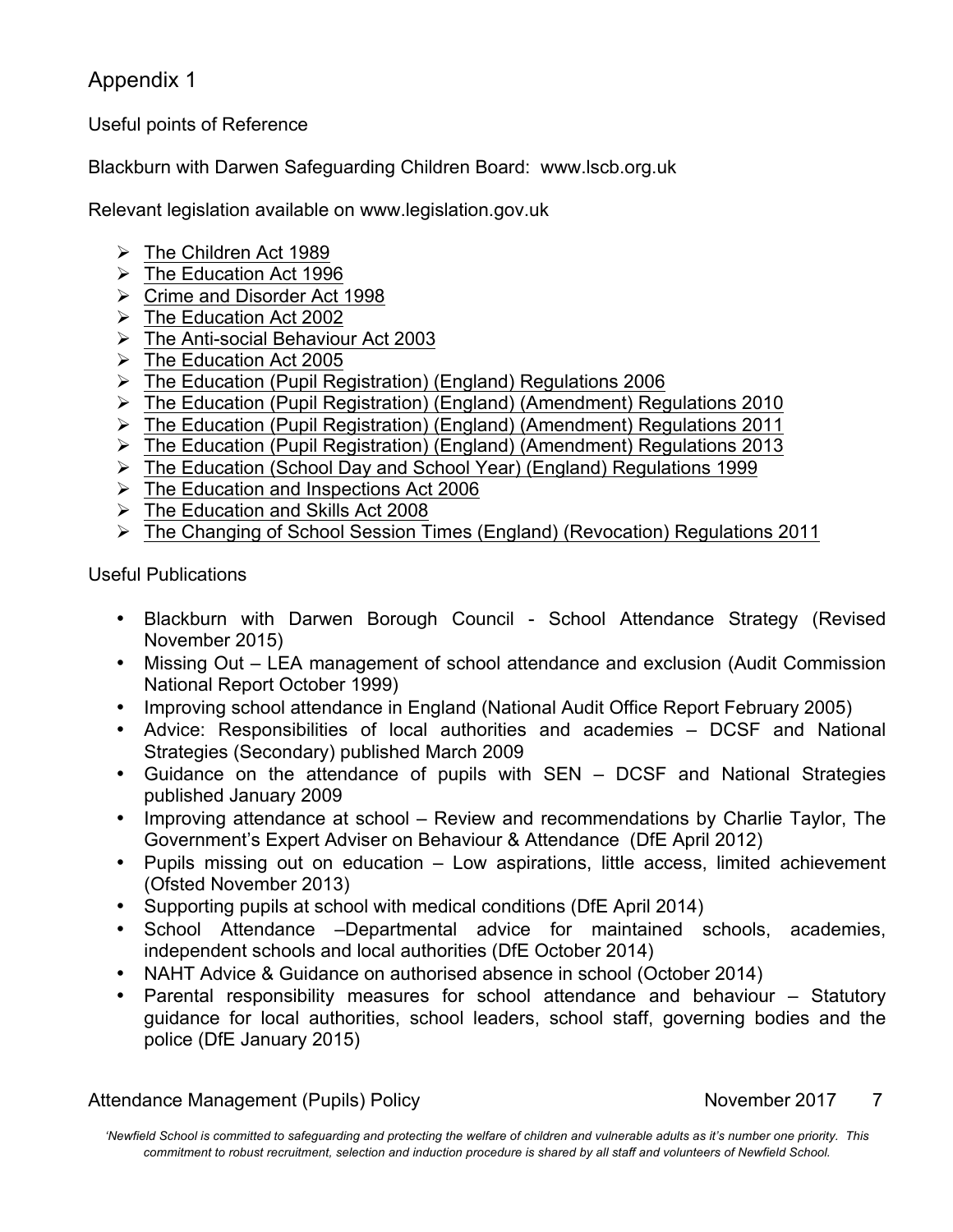# Appendix 1

Useful points of Reference

Blackburn with Darwen Safeguarding Children Board: www.lscb.org.uk

Relevant legislation available on www.legislation.gov.uk

- The Children Act 1989
- The Education Act 1996
- Crime and Disorder Act 1998
- The Education Act 2002
- The Anti-social Behaviour Act 2003
- The Education Act 2005
- The Education (Pupil Registration) (England) Regulations 2006
- The Education (Pupil Registration) (England) (Amendment) Regulations 2010
- The Education (Pupil Registration) (England) (Amendment) Regulations 2011
- The Education (Pupil Registration) (England) (Amendment) Regulations 2013
- The Education (School Day and School Year) (England) Regulations 1999
- The Education and Inspections Act 2006
- The Education and Skills Act 2008
- The Changing of School Session Times (England) (Revocation) Regulations 2011

Useful Publications

- Blackburn with Darwen Borough Council - School Attendance Strategy (Revised November 2015)
- Missing Out – LEA management of school attendance and exclusion (Audit Commission National Report October 1999)
- Improving school attendance in England (National Audit Office Report February 2005)
- Advice: Responsibilities of local authorities and academies – DCSF and National Strategies (Secondary) published March 2009
- Guidance on the attendance of pupils with SEN – DCSF and National Strategies published January 2009
- Improving attendance at school – Review and recommendations by Charlie Taylor, The Government's Expert Adviser on Behaviour & Attendance (DfE April 2012)
- Pupils missing out on education – Low aspirations, little access, limited achievement (Ofsted November 2013)
- Supporting pupils at school with medical conditions (DfE April 2014)
- School Attendance –Departmental advice for maintained schools, academies, independent schools and local authorities (DfE October 2014)
- NAHT Advice & Guidance on authorised absence in school (October 2014)
- Parental responsibility measures for school attendance and behaviour – Statutory guidance for local authorities, school leaders, school staff, governing bodies and the police (DfE January 2015)

*'Newfield School is committed to safeguarding and protecting the welfare of children and vulnerable adults as it's number one priority. This commitment to robust recruitment, selection and induction procedure is shared by all staff and volunteers of Newfield School.*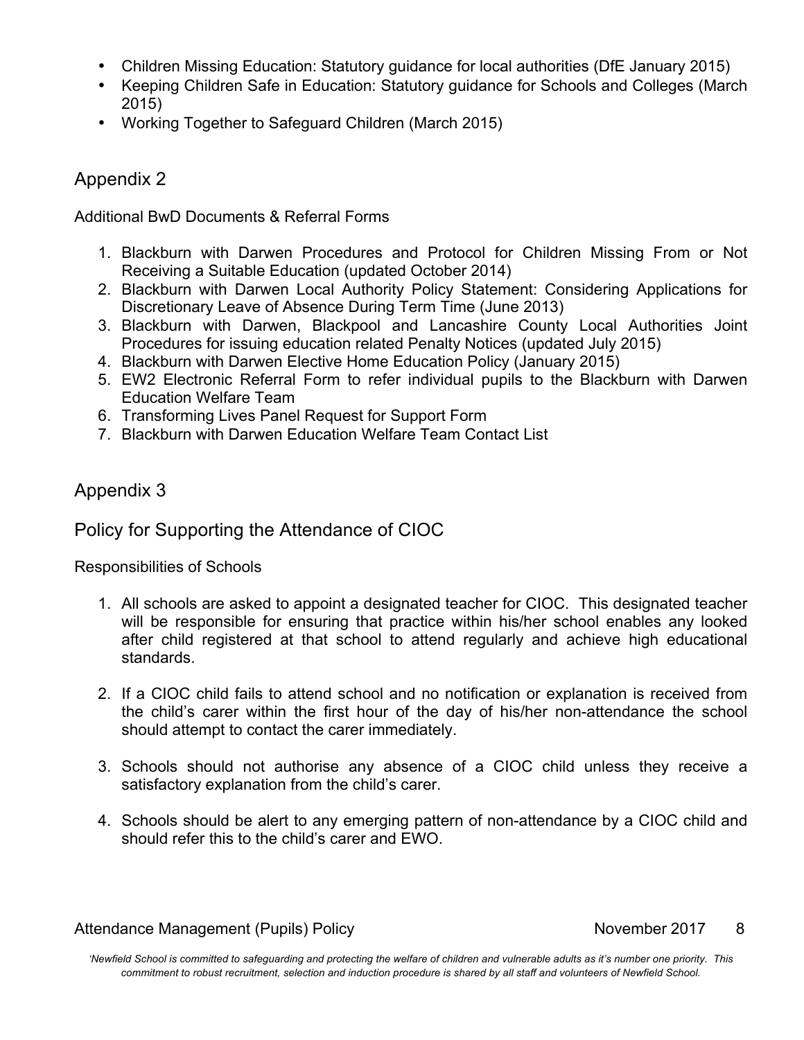- Children Missing Education: Statutory guidance for local authorities (DfE January 2015)
- Keeping Children Safe in Education: Statutory guidance for Schools and Colleges (March 2015)
- Working Together to Safeguard Children (March 2015)

## Appendix 2

Additional BwD Documents & Referral Forms

1. Blackburn with Darwen Procedures and Protocol for Children Missing From or Not Receiving a Suitable Education (updated October 2014)
2. Blackburn with Darwen Local Authority Policy Statement: Considering Applications for Discretionary Leave of Absence During Term Time (June 2013)
3. Blackburn with Darwen, Blackpool and Lancashire County Local Authorities Joint Procedures for issuing education related Penalty Notices (updated July 2015)
4. Blackburn with Darwen Elective Home Education Policy (January 2015)
5. EW2 Electronic Referral Form to refer individual pupils to the Blackburn with Darwen Education Welfare Team
6. Transforming Lives Panel Request for Support Form
7. Blackburn with Darwen Education Welfare Team Contact List

## Appendix 3

## Policy for Supporting the Attendance of CIOC

Responsibilities of Schools

1. All schools are asked to appoint a designated teacher for CIOC. This designated teacher will be responsible for ensuring that practice within his/her school enables any looked after child registered at that school to attend regularly and achieve high educational standards.

2. If a CIOC child fails to attend school and no notification or explanation is received from the child's carer within the first hour of the day of his/her non-attendance the school should attempt to contact the carer immediately.

3. Schools should not authorise any absence of a CIOC child unless they receive a satisfactory explanation from the child's carer.

4. Schools should be alert to any emerging pattern of non-attendance by a CIOC child and should refer this to the child's carer and EWO.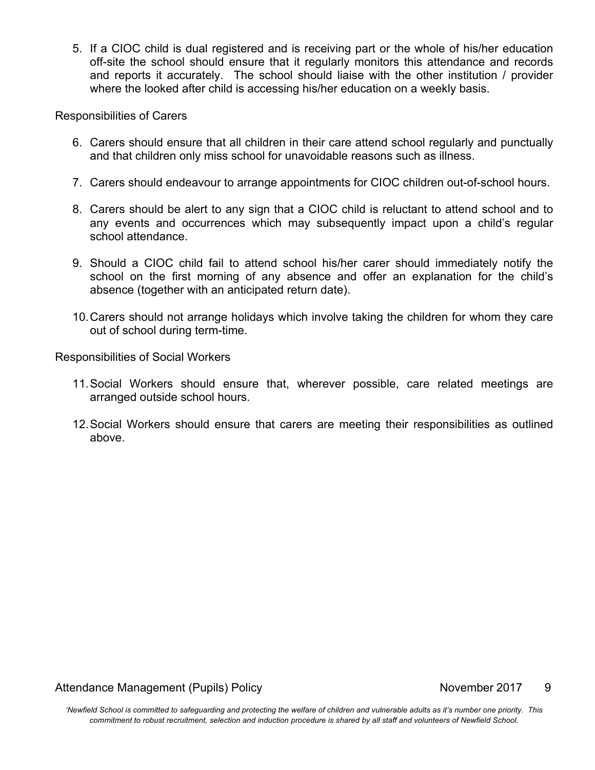5. If a CIOC child is dual registered and is receiving part or the whole of his/her education off-site the school should ensure that it regularly monitors this attendance and records and reports it accurately. The school should liaise with the other institution / provider where the looked after child is accessing his/her education on a weekly basis.

Responsibilities of Carers

6. Carers should ensure that all children in their care attend school regularly and punctually and that children only miss school for unavoidable reasons such as illness.

7. Carers should endeavour to arrange appointments for CIOC children out-of-school hours.

8. Carers should be alert to any sign that a CIOC child is reluctant to attend school and to any events and occurrences which may subsequently impact upon a child's regular school attendance.

9. Should a CIOC child fail to attend school his/her carer should immediately notify the school on the first morning of any absence and offer an explanation for the child's absence (together with an anticipated return date).

10. Carers should not arrange holidays which involve taking the children for whom they care out of school during term-time.

Responsibilities of Social Workers

11. Social Workers should ensure that, wherever possible, care related meetings are arranged outside school hours.

12. Social Workers should ensure that carers are meeting their responsibilities as outlined above.